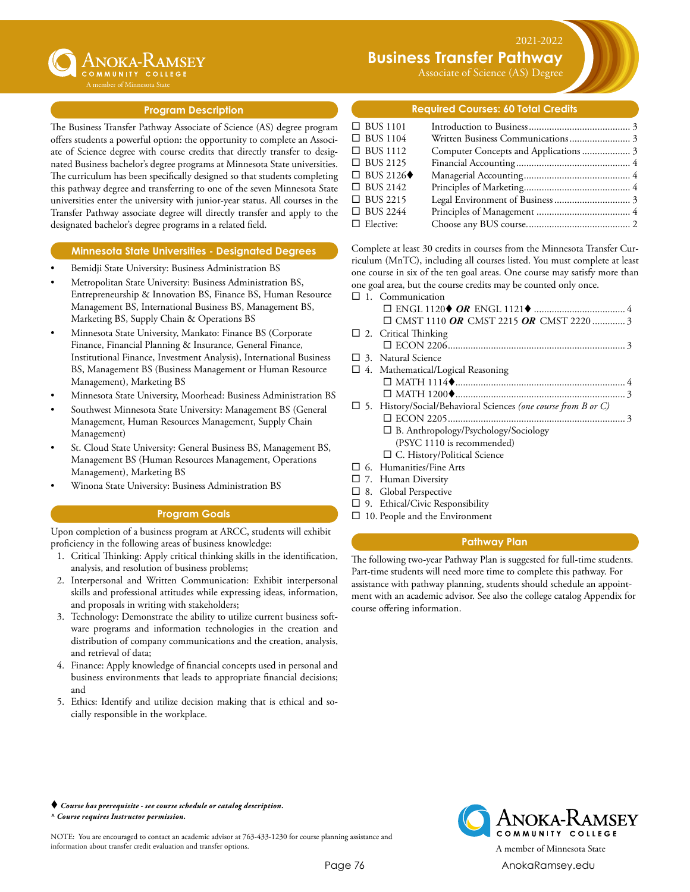Anoka-Ramsey Community College
A member of Minnesota State

2021-2022

# Business Transfer Pathway

Associate of Science (AS) Degree

## Program Description

The Business Transfer Pathway Associate of Science (AS) degree program offers students a powerful option: the opportunity to complete an Associate of Science degree with course credits that directly transfer to designated Business bachelor's degree programs at Minnesota State universities. The curriculum has been specifically designed so that students completing this pathway degree and transferring to one of the seven Minnesota State universities enter the university with junior-year status. All courses in the Transfer Pathway associate degree will directly transfer and apply to the designated bachelor's degree programs in a related field.

## Minnesota State Universities - Designated Degrees

- Bemidji State University: Business Administration BS
- Metropolitan State University: Business Administration BS, Entrepreneurship & Innovation BS, Finance BS, Human Resource Management BS, International Business BS, Management BS, Marketing BS, Supply Chain & Operations BS
- Minnesota State University, Mankato: Finance BS (Corporate Finance, Financial Planning & Insurance, General Finance, Institutional Finance, Investment Analysis), International Business BS, Management BS (Business Management or Human Resource Management), Marketing BS
- Minnesota State University, Moorhead: Business Administration BS
- Southwest Minnesota State University: Management BS (General Management, Human Resources Management, Supply Chain Management)
- St. Cloud State University: General Business BS, Management BS, Management BS (Human Resources Management, Operations Management), Marketing BS
- Winona State University: Business Administration BS

## Program Goals

Upon completion of a business program at ARCC, students will exhibit proficiency in the following areas of business knowledge:

1. Critical Thinking: Apply critical thinking skills in the identification, analysis, and resolution of business problems;
2. Interpersonal and Written Communication: Exhibit interpersonal skills and professional attitudes while expressing ideas, information, and proposals in writing with stakeholders;
3. Technology: Demonstrate the ability to utilize current business software programs and information technologies in the creation and distribution of company communications and the creation, analysis, and retrieval of data;
4. Finance: Apply knowledge of financial concepts used in personal and business environments that leads to appropriate financial decisions; and
5. Ethics: Identify and utilize decision making that is ethical and socially responsible in the workplace.

## Required Courses: 60 Total Credits

| Course | Title | Credits |
|---|---|---|
| ☐ BUS 1101 | Introduction to Business | 3 |
| ☐ BUS 1104 | Written Business Communications | 3 |
| ☐ BUS 1112 | Computer Concepts and Applications | 3 |
| ☐ BUS 2125 | Financial Accounting | 4 |
| ☐ BUS 2126♦ | Managerial Accounting | 4 |
| ☐ BUS 2142 | Principles of Marketing | 4 |
| ☐ BUS 2215 | Legal Environment of Business | 3 |
| ☐ BUS 2244 | Principles of Management | 4 |
| ☐ Elective: | Choose any BUS course | 2 |

Complete at least 30 credits in courses from the Minnesota Transfer Curriculum (MnTC), including all courses listed. You must complete at least one course in six of the ten goal areas. One course may satisfy more than one goal area, but the course credits may be counted only once.

- ☐ 1. Communication
  - ☐ ENGL 1120♦ ***OR*** ENGL 1121♦ .... 4
  - ☐ CMST 1110 ***OR*** CMST 2215 ***OR*** CMST 2220 .... 3
- ☐ 2. Critical Thinking
  - ☐ ECON 2206 .... 3
- ☐ 3. Natural Science
- ☐ 4. Mathematical/Logical Reasoning
  - ☐ MATH 1114♦ .... 4
  - ☐ MATH 1200♦ .... 3
- ☐ 5. History/Social/Behavioral Sciences *(one course from B or C)*
  - ☐ ECON 2205 .... 3
  - ☐ B. Anthropology/Psychology/Sociology (PSYC 1110 is recommended)
  - ☐ C. History/Political Science
- ☐ 6. Humanities/Fine Arts
- ☐ 7. Human Diversity
- ☐ 8. Global Perspective
- ☐ 9. Ethical/Civic Responsibility
- ☐ 10. People and the Environment

## Pathway Plan

The following two-year Pathway Plan is suggested for full-time students. Part-time students will need more time to complete this pathway. For assistance with pathway planning, students should schedule an appointment with an academic advisor. See also the college catalog Appendix for course offering information.

♦ ***Course has prerequisite - see course schedule or catalog description.***
^ ***Course requires Instructor permission.***

NOTE: You are encouraged to contact an academic advisor at 763-433-1230 for course planning assistance and information about transfer credit evaluation and transfer options.

Anoka-Ramsey Community College
A member of Minnesota State
AnokaRamsey.edu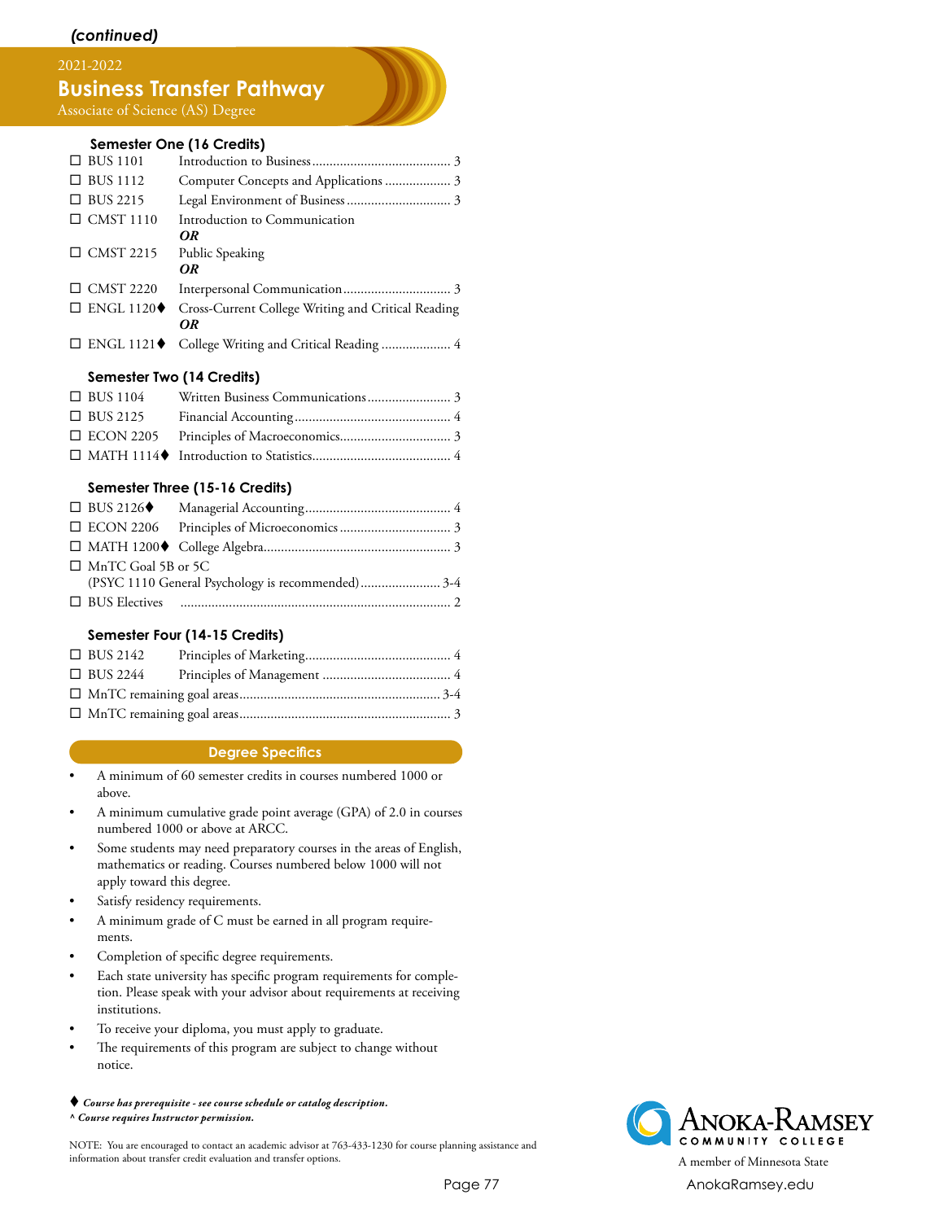*(continued)*

2021-2022

# Business Transfer Pathway

Associate of Science (AS) Degree

### Semester One (16 Credits)

- ☐ BUS 1101 Introduction to Business ........................................ 3
- ☐ BUS 1112 Computer Concepts and Applications ................... 3
- ☐ BUS 2215 Legal Environment of Business .............................. 3
- ☐ CMST 1110 Introduction to Communication
  ***OR***
- ☐ CMST 2215 Public Speaking
  ***OR***
- ☐ CMST 2220 Interpersonal Communication ............................... 3
- ☐ ENGL 1120♦ Cross-Current College Writing and Critical Reading
  ***OR***
- ☐ ENGL 1121♦ College Writing and Critical Reading .................... 4

### Semester Two (14 Credits)

- ☐ BUS 1104 Written Business Communications ........................ 3
- ☐ BUS 2125 Financial Accounting ............................................. 4
- ☐ ECON 2205 Principles of Macroeconomics................................ 3
- ☐ MATH 1114♦ Introduction to Statistics........................................ 4

### Semester Three (15-16 Credits)

- ☐ BUS 2126♦ Managerial Accounting.......................................... 4
- ☐ ECON 2206 Principles of Microeconomics ................................ 3
- ☐ MATH 1200♦ College Algebra...................................................... 3
- ☐ MnTC Goal 5B or 5C
  (PSYC 1110 General Psychology is recommended)....................... 3-4
- ☐ BUS Electives ............................................................................. 2

### Semester Four (14-15 Credits)

- ☐ BUS 2142 Principles of Marketing.......................................... 4
- ☐ BUS 2244 Principles of Management ..................................... 4
- ☐ MnTC remaining goal areas.......................................................... 3-4
- ☐ MnTC remaining goal areas............................................................ 3

## Degree Specifics

- A minimum of 60 semester credits in courses numbered 1000 or above.
- A minimum cumulative grade point average (GPA) of 2.0 in courses numbered 1000 or above at ARCC.
- Some students may need preparatory courses in the areas of English, mathematics or reading. Courses numbered below 1000 will not apply toward this degree.
- Satisfy residency requirements.
- A minimum grade of C must be earned in all program requirements.
- Completion of specific degree requirements.
- Each state university has specific program requirements for completion. Please speak with your advisor about requirements at receiving institutions.
- To receive your diploma, you must apply to graduate.
- The requirements of this program are subject to change without notice.

♦ ***Course has prerequisite - see course schedule or catalog description.***
^ ***Course requires Instructor permission.***

NOTE: You are encouraged to contact an academic advisor at 763-433-1230 for course planning assistance and information about transfer credit evaluation and transfer options.

Anoka-Ramsey Community College
A member of Minnesota State
AnokaRamsey.edu